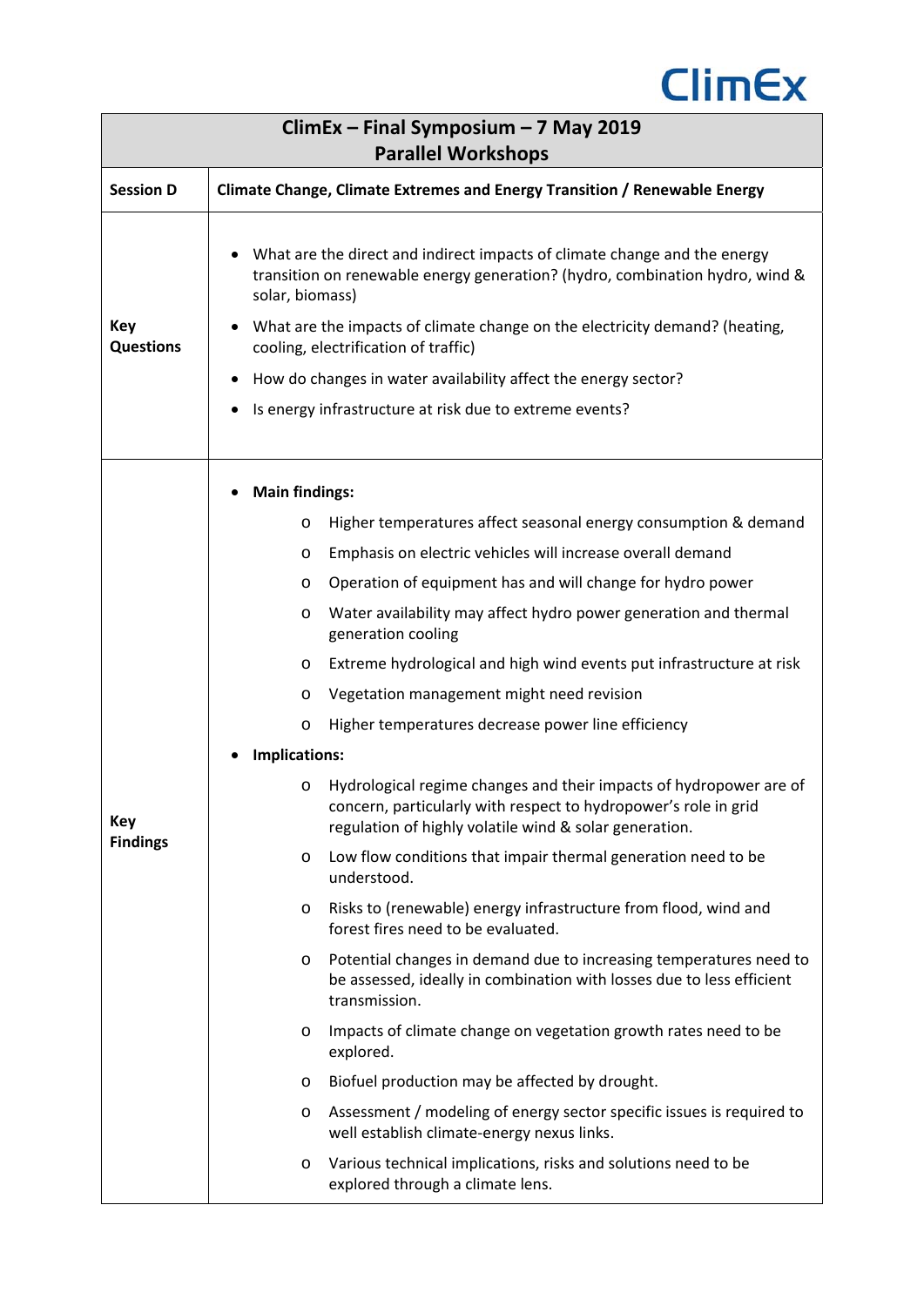ClimEx

| ClimEx – Final Symposium – 7 May 2019<br>Parallel Workshops | |
|---|---|
| **Session D** | **Climate Change, Climate Extremes and Energy Transition / Renewable Energy** |
| **Key Questions** | • What are the direct and indirect impacts of climate change and the energy transition on renewable energy generation? (hydro, combination hydro, wind & solar, biomass)<br>• What are the impacts of climate change on the electricity demand? (heating, cooling, electrification of traffic)<br>• How do changes in water availability affect the energy sector?<br>• Is energy infrastructure at risk due to extreme events? |
| **Key Findings** | • **Main findings:**<br>  o Higher temperatures affect seasonal energy consumption & demand<br>  o Emphasis on electric vehicles will increase overall demand<br>  o Operation of equipment has and will change for hydro power<br>  o Water availability may affect hydro power generation and thermal generation cooling<br>  o Extreme hydrological and high wind events put infrastructure at risk<br>  o Vegetation management might need revision<br>  o Higher temperatures decrease power line efficiency<br>• **Implications:**<br>  o Hydrological regime changes and their impacts of hydropower are of concern, particularly with respect to hydropower's role in grid regulation of highly volatile wind & solar generation.<br>  o Low flow conditions that impair thermal generation need to be understood.<br>  o Risks to (renewable) energy infrastructure from flood, wind and forest fires need to be evaluated.<br>  o Potential changes in demand due to increasing temperatures need to be assessed, ideally in combination with losses due to less efficient transmission.<br>  o Impacts of climate change on vegetation growth rates need to be explored.<br>  o Biofuel production may be affected by drought.<br>  o Assessment / modeling of energy sector specific issues is required to well establish climate-energy nexus links.<br>  o Various technical implications, risks and solutions need to be explored through a climate lens. |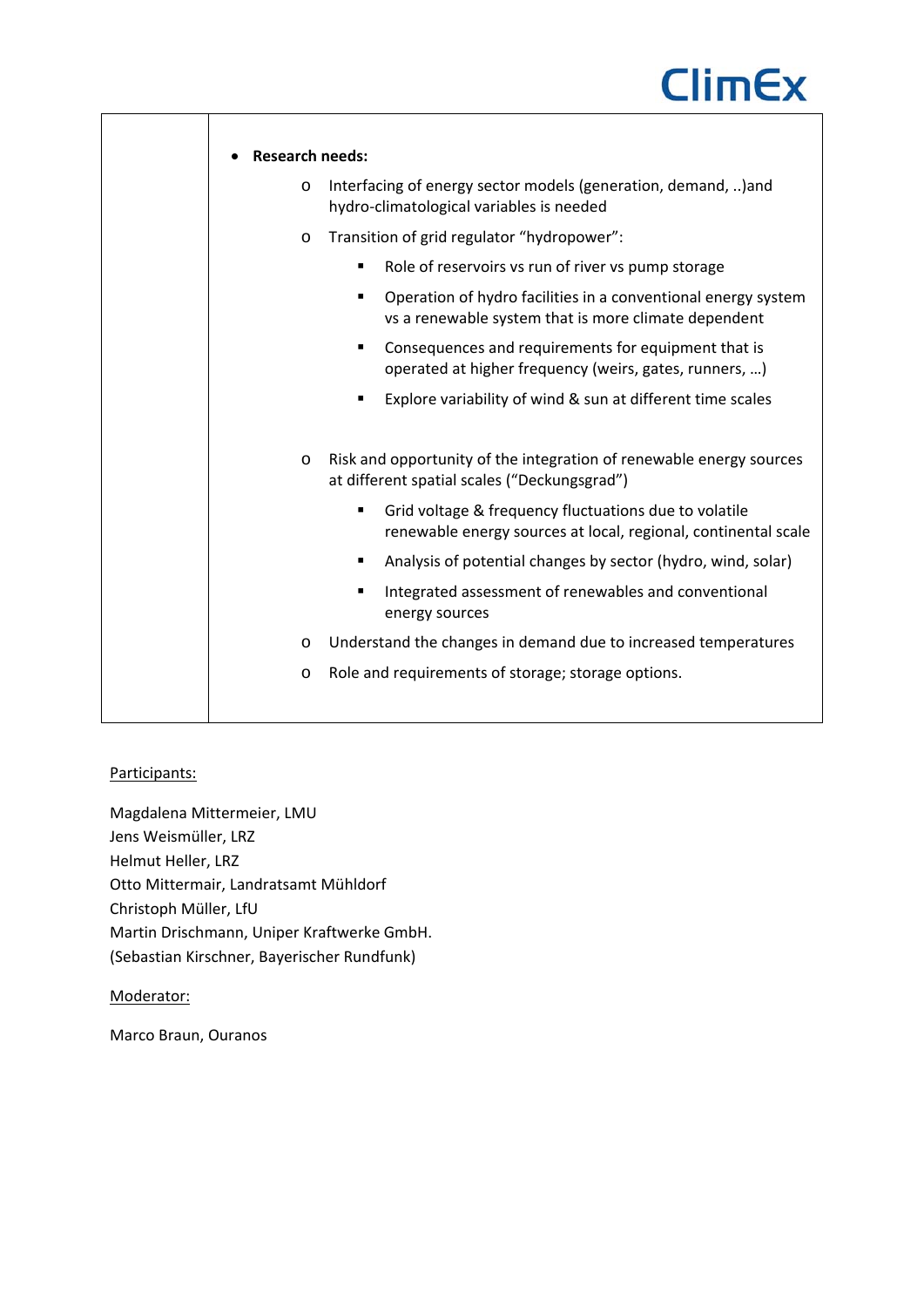- **Research needs:**
  - Interfacing of energy sector models (generation, demand, ..)and hydro-climatological variables is needed
  - Transition of grid regulator “hydropower”:
    - Role of reservoirs vs run of river vs pump storage
    - Operation of hydro facilities in a conventional energy system vs a renewable system that is more climate dependent
    - Consequences and requirements for equipment that is operated at higher frequency (weirs, gates, runners, …)
    - Explore variability of wind & sun at different time scales
  - Risk and opportunity of the integration of renewable energy sources at different spatial scales (“Deckungsgrad”)
    - Grid voltage & frequency fluctuations due to volatile renewable energy sources at local, regional, continental scale
    - Analysis of potential changes by sector (hydro, wind, solar)
    - Integrated assessment of renewables and conventional energy sources
  - Understand the changes in demand due to increased temperatures
  - Role and requirements of storage; storage options.

<u>Participants:</u>

Magdalena Mittermeier, LMU
Jens Weismüller, LRZ
Helmut Heller, LRZ
Otto Mittermair, Landratsamt Mühldorf
Christoph Müller, LfU
Martin Drischmann, Uniper Kraftwerke GmbH.
(Sebastian Kirschner, Bayerischer Rundfunk)

<u>Moderator:</u>

Marco Braun, Ouranos